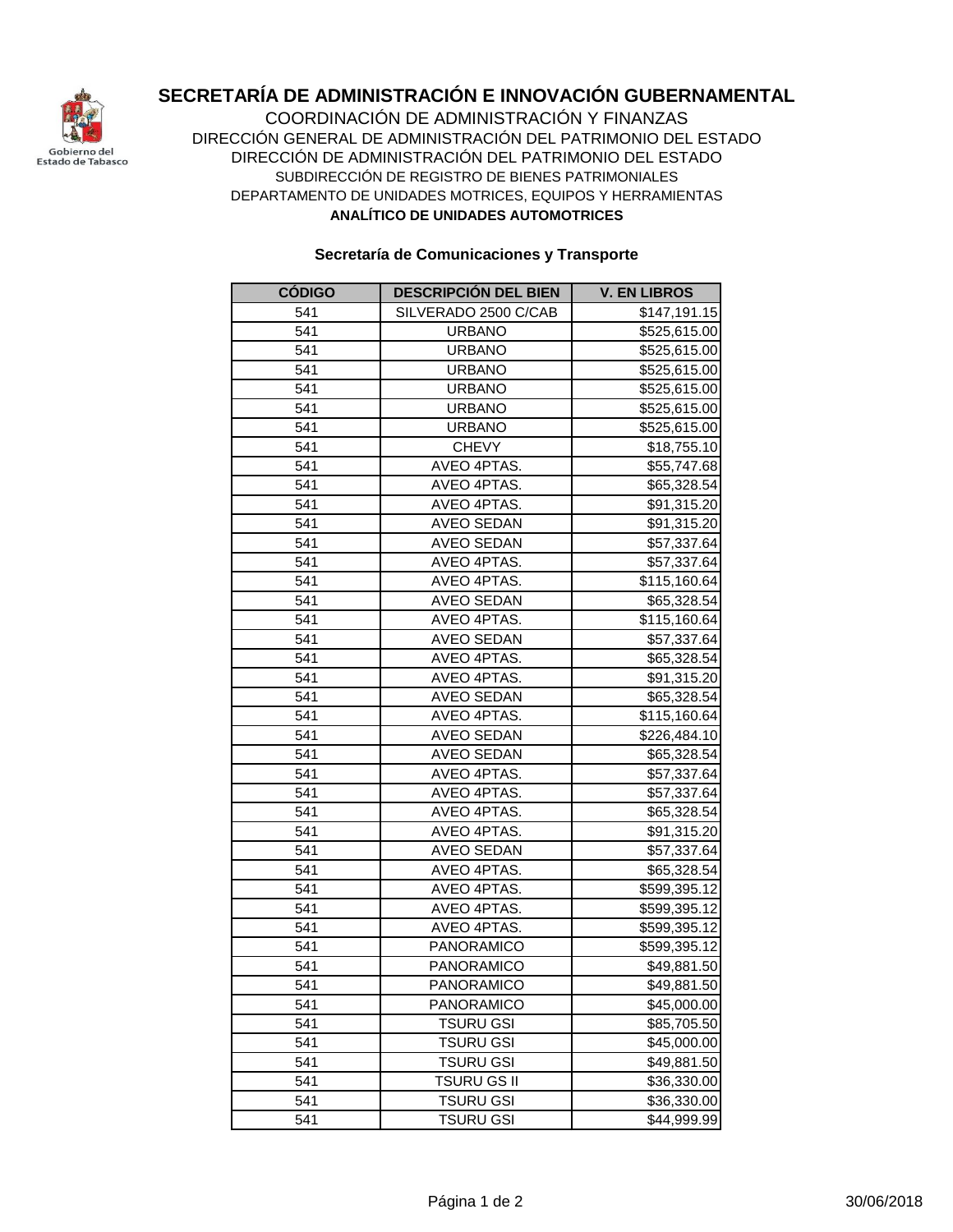# SECRETARÍA DE ADMINISTRACIÓN E INNOVACIÓN GUBERNAMENTAL

COORDINACIÓN DE ADMINISTRACIÓN Y FINANZAS
DIRECCIÓN GENERAL DE ADMINISTRACIÓN DEL PATRIMONIO DEL ESTADO
DIRECCIÓN DE ADMINISTRACIÓN DEL PATRIMONIO DEL ESTADO
SUBDIRECCIÓN DE REGISTRO DE BIENES PATRIMONIALES
DEPARTAMENTO DE UNIDADES MOTRICES, EQUIPOS Y HERRAMIENTAS

**ANALÍTICO DE UNIDADES AUTOMOTRICES**

**Secretaría de Comunicaciones y Transporte**

| CÓDIGO | DESCRIPCIÓN DEL BIEN | V. EN LIBROS |
|---|---|---|
| 541 | SILVERADO 2500 C/CAB | $147,191.15 |
| 541 | URBANO | $525,615.00 |
| 541 | URBANO | $525,615.00 |
| 541 | URBANO | $525,615.00 |
| 541 | URBANO | $525,615.00 |
| 541 | URBANO | $525,615.00 |
| 541 | URBANO | $525,615.00 |
| 541 | CHEVY | $18,755.10 |
| 541 | AVEO 4PTAS. | $55,747.68 |
| 541 | AVEO 4PTAS. | $65,328.54 |
| 541 | AVEO 4PTAS. | $91,315.20 |
| 541 | AVEO SEDAN | $91,315.20 |
| 541 | AVEO SEDAN | $57,337.64 |
| 541 | AVEO 4PTAS. | $57,337.64 |
| 541 | AVEO 4PTAS. | $115,160.64 |
| 541 | AVEO SEDAN | $65,328.54 |
| 541 | AVEO 4PTAS. | $115,160.64 |
| 541 | AVEO SEDAN | $57,337.64 |
| 541 | AVEO 4PTAS. | $65,328.54 |
| 541 | AVEO 4PTAS. | $91,315.20 |
| 541 | AVEO SEDAN | $65,328.54 |
| 541 | AVEO 4PTAS. | $115,160.64 |
| 541 | AVEO SEDAN | $226,484.10 |
| 541 | AVEO SEDAN | $65,328.54 |
| 541 | AVEO 4PTAS. | $57,337.64 |
| 541 | AVEO 4PTAS. | $57,337.64 |
| 541 | AVEO 4PTAS. | $65,328.54 |
| 541 | AVEO 4PTAS. | $91,315.20 |
| 541 | AVEO SEDAN | $57,337.64 |
| 541 | AVEO 4PTAS. | $65,328.54 |
| 541 | AVEO 4PTAS. | $599,395.12 |
| 541 | AVEO 4PTAS. | $599,395.12 |
| 541 | AVEO 4PTAS. | $599,395.12 |
| 541 | PANORAMICO | $599,395.12 |
| 541 | PANORAMICO | $49,881.50 |
| 541 | PANORAMICO | $49,881.50 |
| 541 | PANORAMICO | $45,000.00 |
| 541 | TSURU GSI | $85,705.50 |
| 541 | TSURU GSI | $45,000.00 |
| 541 | TSURU GSI | $49,881.50 |
| 541 | TSURU GS II | $36,330.00 |
| 541 | TSURU GSI | $36,330.00 |
| 541 | TSURU GSI | $44,999.99 |

30/06/2018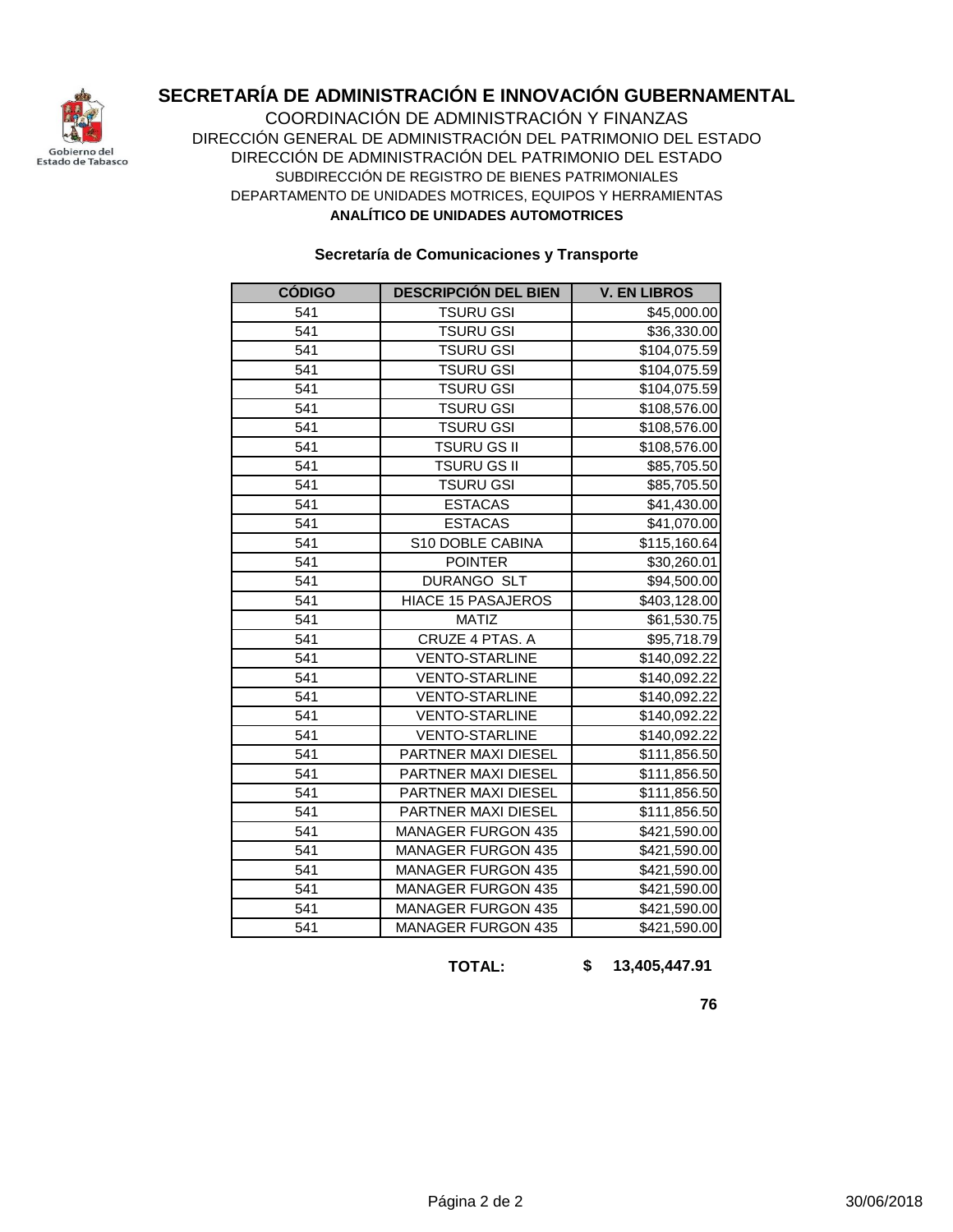# SECRETARÍA DE ADMINISTRACIÓN E INNOVACIÓN GUBERNAMENTAL

COORDINACIÓN DE ADMINISTRACIÓN Y FINANZAS
DIRECCIÓN GENERAL DE ADMINISTRACIÓN DEL PATRIMONIO DEL ESTADO
DIRECCIÓN DE ADMINISTRACIÓN DEL PATRIMONIO DEL ESTADO
SUBDIRECCIÓN DE REGISTRO DE BIENES PATRIMONIALES
DEPARTAMENTO DE UNIDADES MOTRICES, EQUIPOS Y HERRAMIENTAS

**ANALÍTICO DE UNIDADES AUTOMOTRICES**

**Secretaría de Comunicaciones y Transporte**

| CÓDIGO | DESCRIPCIÓN DEL BIEN | V. EN LIBROS |
|---|---|---|
| 541 | TSURU GSI | $45,000.00 |
| 541 | TSURU GSI | $36,330.00 |
| 541 | TSURU GSI | $104,075.59 |
| 541 | TSURU GSI | $104,075.59 |
| 541 | TSURU GSI | $104,075.59 |
| 541 | TSURU GSI | $108,576.00 |
| 541 | TSURU GSI | $108,576.00 |
| 541 | TSURU GS II | $108,576.00 |
| 541 | TSURU GS II | $85,705.50 |
| 541 | TSURU GSI | $85,705.50 |
| 541 | ESTACAS | $41,430.00 |
| 541 | ESTACAS | $41,070.00 |
| 541 | S10 DOBLE CABINA | $115,160.64 |
| 541 | POINTER | $30,260.01 |
| 541 | DURANGO SLT | $94,500.00 |
| 541 | HIACE 15 PASAJEROS | $403,128.00 |
| 541 | MATIZ | $61,530.75 |
| 541 | CRUZE 4 PTAS. A | $95,718.79 |
| 541 | VENTO-STARLINE | $140,092.22 |
| 541 | VENTO-STARLINE | $140,092.22 |
| 541 | VENTO-STARLINE | $140,092.22 |
| 541 | VENTO-STARLINE | $140,092.22 |
| 541 | VENTO-STARLINE | $140,092.22 |
| 541 | PARTNER MAXI DIESEL | $111,856.50 |
| 541 | PARTNER MAXI DIESEL | $111,856.50 |
| 541 | PARTNER MAXI DIESEL | $111,856.50 |
| 541 | PARTNER MAXI DIESEL | $111,856.50 |
| 541 | MANAGER FURGON 435 | $421,590.00 |
| 541 | MANAGER FURGON 435 | $421,590.00 |
| 541 | MANAGER FURGON 435 | $421,590.00 |
| 541 | MANAGER FURGON 435 | $421,590.00 |
| 541 | MANAGER FURGON 435 | $421,590.00 |
| 541 | MANAGER FURGON 435 | $421,590.00 |

**TOTAL: $ 13,405,447.91**

**76**

30/06/2018